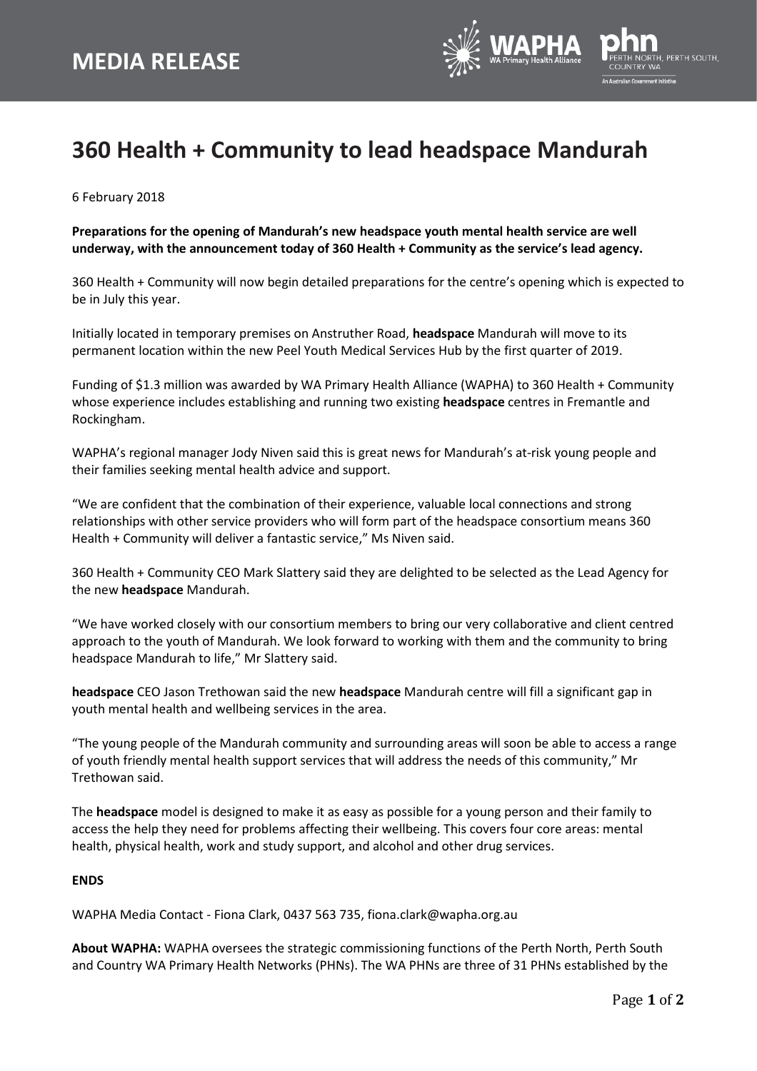# MEDIA RELEASE

# 360 Health + Community to lead headspace Mandurah

6 February 2018

**Preparations for the opening of Mandurah's new headspace youth mental health service are well underway, with the announcement today of 360 Health + Community as the service's lead agency.**

360 Health + Community will now begin detailed preparations for the centre's opening which is expected to be in July this year.

Initially located in temporary premises on Anstruther Road, **headspace** Mandurah will move to its permanent location within the new Peel Youth Medical Services Hub by the first quarter of 2019.

Funding of $1.3 million was awarded by WA Primary Health Alliance (WAPHA) to 360 Health + Community whose experience includes establishing and running two existing **headspace** centres in Fremantle and Rockingham.

WAPHA's regional manager Jody Niven said this is great news for Mandurah's at-risk young people and their families seeking mental health advice and support.

"We are confident that the combination of their experience, valuable local connections and strong relationships with other service providers who will form part of the headspace consortium means 360 Health + Community will deliver a fantastic service," Ms Niven said.

360 Health + Community CEO Mark Slattery said they are delighted to be selected as the Lead Agency for the new **headspace** Mandurah.

"We have worked closely with our consortium members to bring our very collaborative and client centred approach to the youth of Mandurah. We look forward to working with them and the community to bring headspace Mandurah to life," Mr Slattery said.

**headspace** CEO Jason Trethowan said the new **headspace** Mandurah centre will fill a significant gap in youth mental health and wellbeing services in the area.

"The young people of the Mandurah community and surrounding areas will soon be able to access a range of youth friendly mental health support services that will address the needs of this community," Mr Trethowan said.

The **headspace** model is designed to make it as easy as possible for a young person and their family to access the help they need for problems affecting their wellbeing. This covers four core areas: mental health, physical health, work and study support, and alcohol and other drug services.

**ENDS**

WAPHA Media Contact - Fiona Clark, 0437 563 735, fiona.clark@wapha.org.au

**About WAPHA:** WAPHA oversees the strategic commissioning functions of the Perth North, Perth South and Country WA Primary Health Networks (PHNs). The WA PHNs are three of 31 PHNs established by the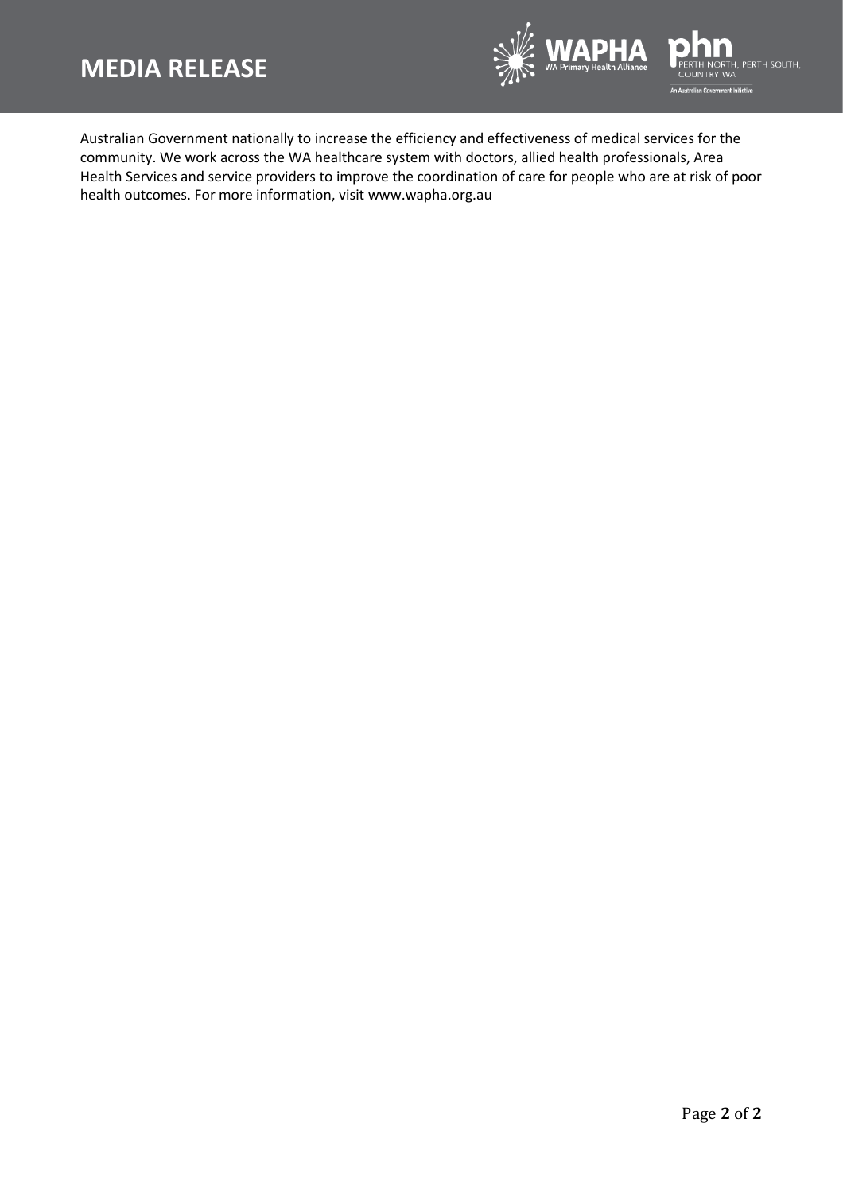Australian Government nationally to increase the efficiency and effectiveness of medical services for the community. We work across the WA healthcare system with doctors, allied health professionals, Area Health Services and service providers to improve the coordination of care for people who are at risk of poor health outcomes. For more information, visit www.wapha.org.au